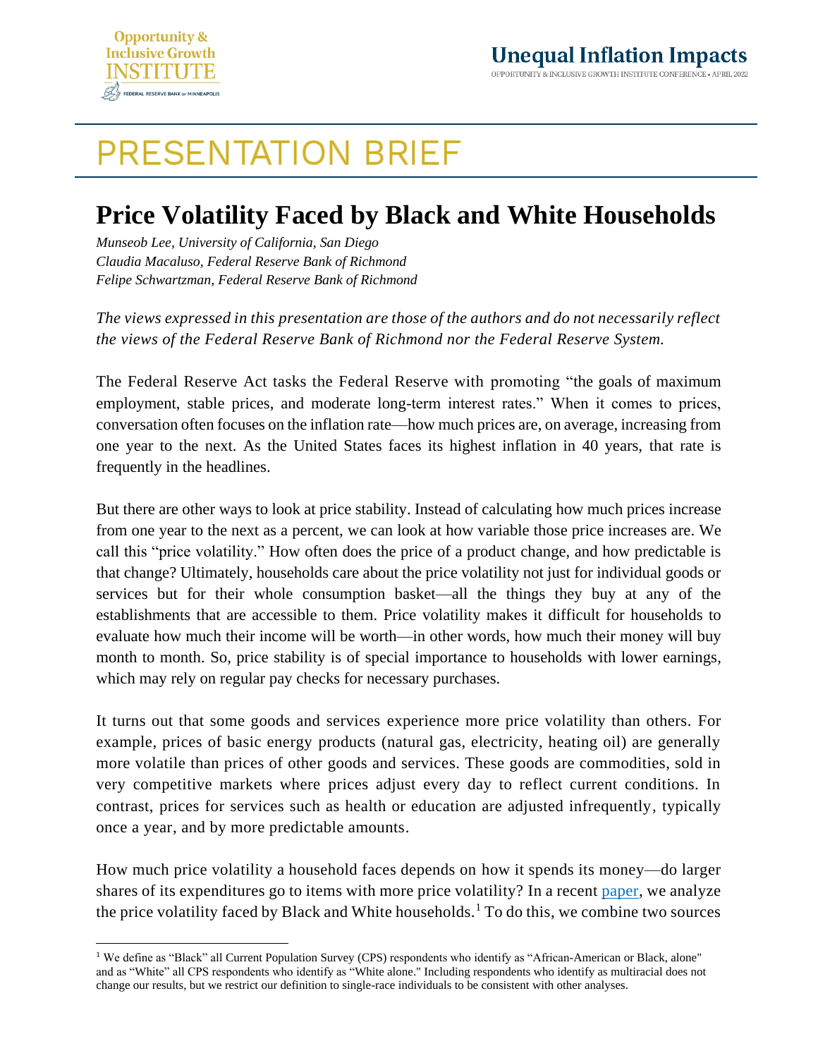# PRESENTATION BRIEF

## Price Volatility Faced by Black and White Households

*Munseob Lee, University of California, San Diego*
*Claudia Macaluso, Federal Reserve Bank of Richmond*
*Felipe Schwartzman, Federal Reserve Bank of Richmond*

*The views expressed in this presentation are those of the authors and do not necessarily reflect the views of the Federal Reserve Bank of Richmond nor the Federal Reserve System.*

The Federal Reserve Act tasks the Federal Reserve with promoting "the goals of maximum employment, stable prices, and moderate long-term interest rates." When it comes to prices, conversation often focuses on the inflation rate—how much prices are, on average, increasing from one year to the next. As the United States faces its highest inflation in 40 years, that rate is frequently in the headlines.

But there are other ways to look at price stability. Instead of calculating how much prices increase from one year to the next as a percent, we can look at how variable those price increases are. We call this "price volatility." How often does the price of a product change, and how predictable is that change? Ultimately, households care about the price volatility not just for individual goods or services but for their whole consumption basket—all the things they buy at any of the establishments that are accessible to them. Price volatility makes it difficult for households to evaluate how much their income will be worth—in other words, how much their money will buy month to month. So, price stability is of special importance to households with lower earnings, which may rely on regular pay checks for necessary purchases.

It turns out that some goods and services experience more price volatility than others. For example, prices of basic energy products (natural gas, electricity, heating oil) are generally more volatile than prices of other goods and services. These goods are commodities, sold in very competitive markets where prices adjust every day to reflect current conditions. In contrast, prices for services such as health or education are adjusted infrequently, typically once a year, and by more predictable amounts.

How much price volatility a household faces depends on how it spends its money—do larger shares of its expenditures go to items with more price volatility? In a recent paper, we analyze the price volatility faced by Black and White households.[1] To do this, we combine two sources

[1] We define as "Black" all Current Population Survey (CPS) respondents who identify as "African-American or Black, alone" and as "White" all CPS respondents who identify as "White alone." Including respondents who identify as multiracial does not change our results, but we restrict our definition to single-race individuals to be consistent with other analyses.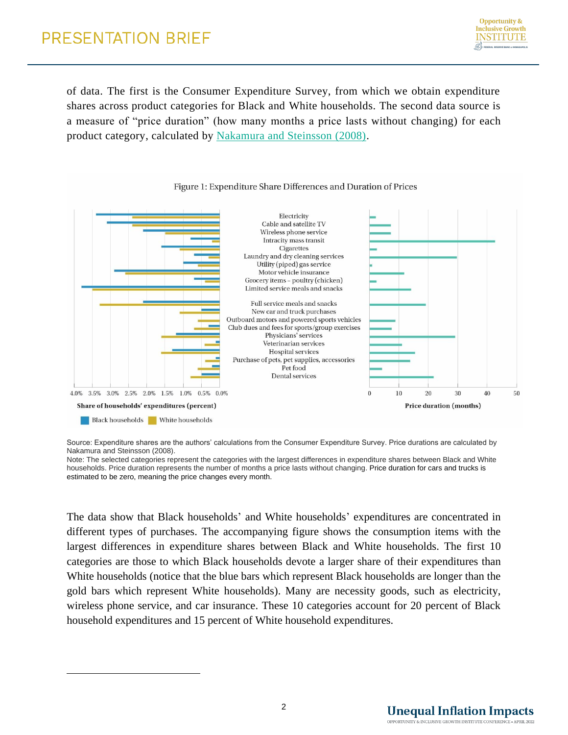of data. The first is the Consumer Expenditure Survey, from which we obtain expenditure shares across product categories for Black and White households. The second data source is a measure of "price duration" (how many months a price lasts without changing) for each product category, calculated by Nakamura and Steinsson (2008).

Figure 1: Expenditure Share Differences and Duration of Prices

Source: Expenditure shares are the authors' calculations from the Consumer Expenditure Survey. Price durations are calculated by Nakamura and Steinsson (2008).
Note: The selected categories represent the categories with the largest differences in expenditure shares between Black and White households. Price duration represents the number of months a price lasts without changing. Price duration for cars and trucks is estimated to be zero, meaning the price changes every month.

The data show that Black households' and White households' expenditures are concentrated in different types of purchases. The accompanying figure shows the consumption items with the largest differences in expenditure shares between Black and White households. The first 10 categories are those to which Black households devote a larger share of their expenditures than White households (notice that the blue bars which represent Black households are longer than the gold bars which represent White households). Many are necessity goods, such as electricity, wireless phone service, and car insurance. These 10 categories account for 20 percent of Black household expenditures and 15 percent of White household expenditures.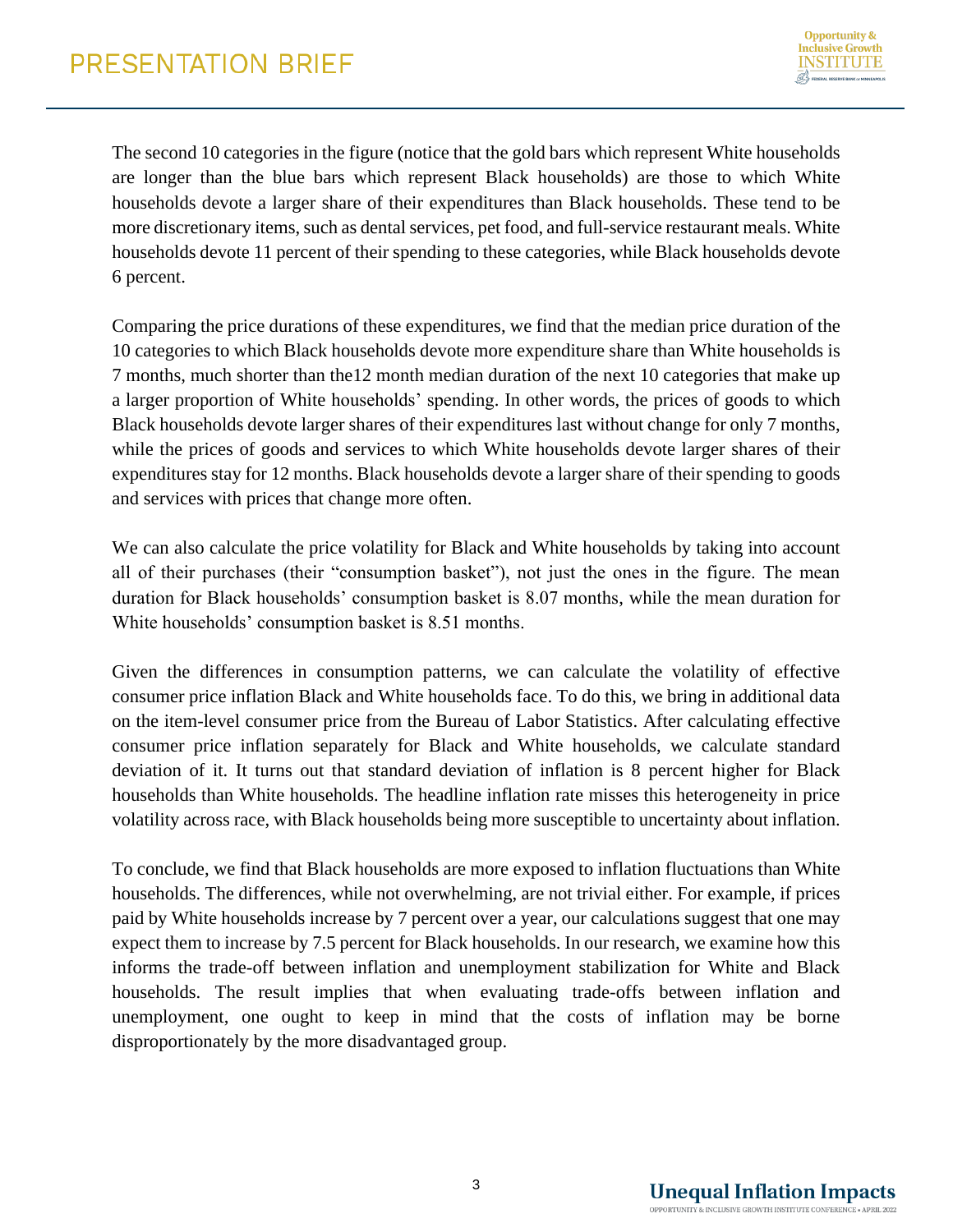The second 10 categories in the figure (notice that the gold bars which represent White households are longer than the blue bars which represent Black households) are those to which White households devote a larger share of their expenditures than Black households. These tend to be more discretionary items, such as dental services, pet food, and full-service restaurant meals. White households devote 11 percent of their spending to these categories, while Black households devote 6 percent.

Comparing the price durations of these expenditures, we find that the median price duration of the 10 categories to which Black households devote more expenditure share than White households is 7 months, much shorter than the12 month median duration of the next 10 categories that make up a larger proportion of White households' spending. In other words, the prices of goods to which Black households devote larger shares of their expenditures last without change for only 7 months, while the prices of goods and services to which White households devote larger shares of their expenditures stay for 12 months. Black households devote a larger share of their spending to goods and services with prices that change more often.

We can also calculate the price volatility for Black and White households by taking into account all of their purchases (their "consumption basket"), not just the ones in the figure. The mean duration for Black households' consumption basket is 8.07 months, while the mean duration for White households' consumption basket is 8.51 months.

Given the differences in consumption patterns, we can calculate the volatility of effective consumer price inflation Black and White households face. To do this, we bring in additional data on the item-level consumer price from the Bureau of Labor Statistics. After calculating effective consumer price inflation separately for Black and White households, we calculate standard deviation of it. It turns out that standard deviation of inflation is 8 percent higher for Black households than White households. The headline inflation rate misses this heterogeneity in price volatility across race, with Black households being more susceptible to uncertainty about inflation.

To conclude, we find that Black households are more exposed to inflation fluctuations than White households. The differences, while not overwhelming, are not trivial either. For example, if prices paid by White households increase by 7 percent over a year, our calculations suggest that one may expect them to increase by 7.5 percent for Black households. In our research, we examine how this informs the trade-off between inflation and unemployment stabilization for White and Black households. The result implies that when evaluating trade-offs between inflation and unemployment, one ought to keep in mind that the costs of inflation may be borne disproportionately by the more disadvantaged group.